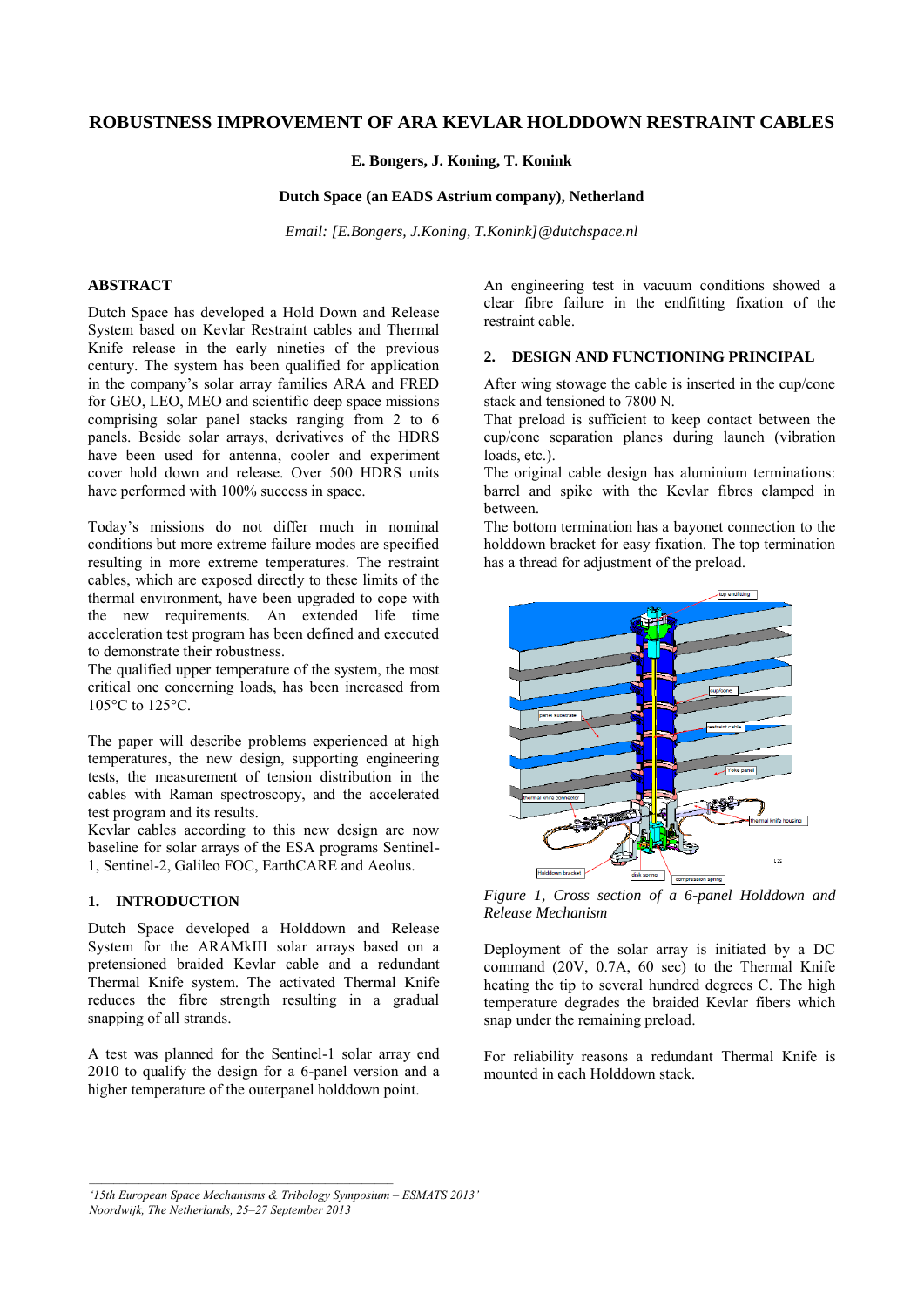# ROBUSTNESS IMPROVEMENT OF ARA KEVLAR HOLDDOWN RESTRAINT CABLES

**E. Bongers, J. Koning, T. Konink**

**Dutch Space (an EADS Astrium company), Netherland**

*Email: [E.Bongers, J.Koning, T.Konink]@dutchspace.nl*

## ABSTRACT

Dutch Space has developed a Hold Down and Release System based on Kevlar Restraint cables and Thermal Knife release in the early nineties of the previous century. The system has been qualified for application in the company's solar array families ARA and FRED for GEO, LEO, MEO and scientific deep space missions comprising solar panel stacks ranging from 2 to 6 panels. Beside solar arrays, derivatives of the HDRS have been used for antenna, cooler and experiment cover hold down and release. Over 500 HDRS units have performed with 100% success in space.

Today's missions do not differ much in nominal conditions but more extreme failure modes are specified resulting in more extreme temperatures. The restraint cables, which are exposed directly to these limits of the thermal environment, have been upgraded to cope with the new requirements. An extended life time acceleration test program has been defined and executed to demonstrate their robustness.
The qualified upper temperature of the system, the most critical one concerning loads, has been increased from 105°C to 125°C.

The paper will describe problems experienced at high temperatures, the new design, supporting engineering tests, the measurement of tension distribution in the cables with Raman spectroscopy, and the accelerated test program and its results.
Kevlar cables according to this new design are now baseline for solar arrays of the ESA programs Sentinel-1, Sentinel-2, Galileo FOC, EarthCARE and Aeolus.

## 1. INTRODUCTION

Dutch Space developed a Holddown and Release System for the ARAMkIII solar arrays based on a pretensioned braided Kevlar cable and a redundant Thermal Knife system. The activated Thermal Knife reduces the fibre strength resulting in a gradual snapping of all strands.

A test was planned for the Sentinel-1 solar array end 2010 to qualify the design for a 6-panel version and a higher temperature of the outerpanel holddown point.

An engineering test in vacuum conditions showed a clear fibre failure in the endfitting fixation of the restraint cable.

## 2. DESIGN AND FUNCTIONING PRINCIPAL

After wing stowage the cable is inserted in the cup/cone stack and tensioned to 7800 N.
That preload is sufficient to keep contact between the cup/cone separation planes during launch (vibration loads, etc.).
The original cable design has aluminium terminations: barrel and spike with the Kevlar fibres clamped in between.
The bottom termination has a bayonet connection to the holddown bracket for easy fixation. The top termination has a thread for adjustment of the preload.

*Figure 1, Cross section of a 6-panel Holddown and Release Mechanism*

Deployment of the solar array is initiated by a DC command (20V, 0.7A, 60 sec) to the Thermal Knife heating the tip to several hundred degrees C. The high temperature degrades the braided Kevlar fibers which snap under the remaining preload.

For reliability reasons a redundant Thermal Knife is mounted in each Holddown stack.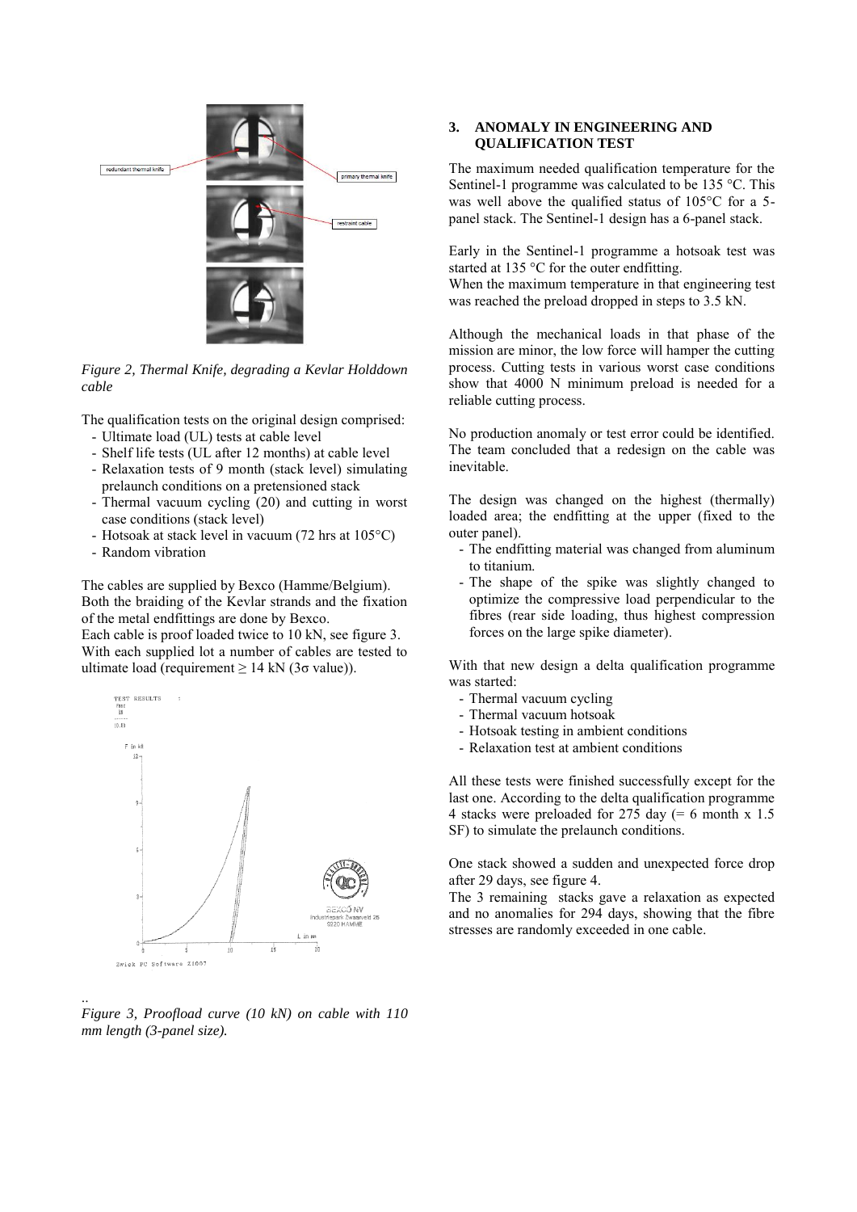*Figure 2, Thermal Knife, degrading a Kevlar Holddown cable*

The qualification tests on the original design comprised:

- Ultimate load (UL) tests at cable level
- Shelf life tests (UL after 12 months) at cable level
- Relaxation tests of 9 month (stack level) simulating prelaunch conditions on a pretensioned stack
- Thermal vacuum cycling (20) and cutting in worst case conditions (stack level)
- Hotsoak at stack level in vacuum (72 hrs at 105°C)
- Random vibration

The cables are supplied by Bexco (Hamme/Belgium). Both the braiding of the Kevlar strands and the fixation of the metal endfittings are done by Bexco.
Each cable is proof loaded twice to 10 kN, see figure 3.
With each supplied lot a number of cables are tested to ultimate load (requirement ≥ 14 kN (3σ value)).

..
*Figure 3, Proofload curve (10 kN) on cable with 110 mm length (3-panel size).*

## 3. ANOMALY IN ENGINEERING AND QUALIFICATION TEST

The maximum needed qualification temperature for the Sentinel-1 programme was calculated to be 135 °C. This was well above the qualified status of 105°C for a 5-panel stack. The Sentinel-1 design has a 6-panel stack.

Early in the Sentinel-1 programme a hotsoak test was started at 135 °C for the outer endfitting.
When the maximum temperature in that engineering test was reached the preload dropped in steps to 3.5 kN.

Although the mechanical loads in that phase of the mission are minor, the low force will hamper the cutting process. Cutting tests in various worst case conditions show that 4000 N minimum preload is needed for a reliable cutting process.

No production anomaly or test error could be identified. The team concluded that a redesign on the cable was inevitable.

The design was changed on the highest (thermally) loaded area; the endfitting at the upper (fixed to the outer panel).

- The endfitting material was changed from aluminum to titanium.
- The shape of the spike was slightly changed to optimize the compressive load perpendicular to the fibres (rear side loading, thus highest compression forces on the large spike diameter).

With that new design a delta qualification programme was started:

- Thermal vacuum cycling
- Thermal vacuum hotsoak
- Hotsoak testing in ambient conditions
- Relaxation test at ambient conditions

All these tests were finished successfully except for the last one. According to the delta qualification programme 4 stacks were preloaded for 275 day (= 6 month x 1.5 SF) to simulate the prelaunch conditions.

One stack showed a sudden and unexpected force drop after 29 days, see figure 4.
The 3 remaining stacks gave a relaxation as expected and no anomalies for 294 days, showing that the fibre stresses are randomly exceeded in one cable.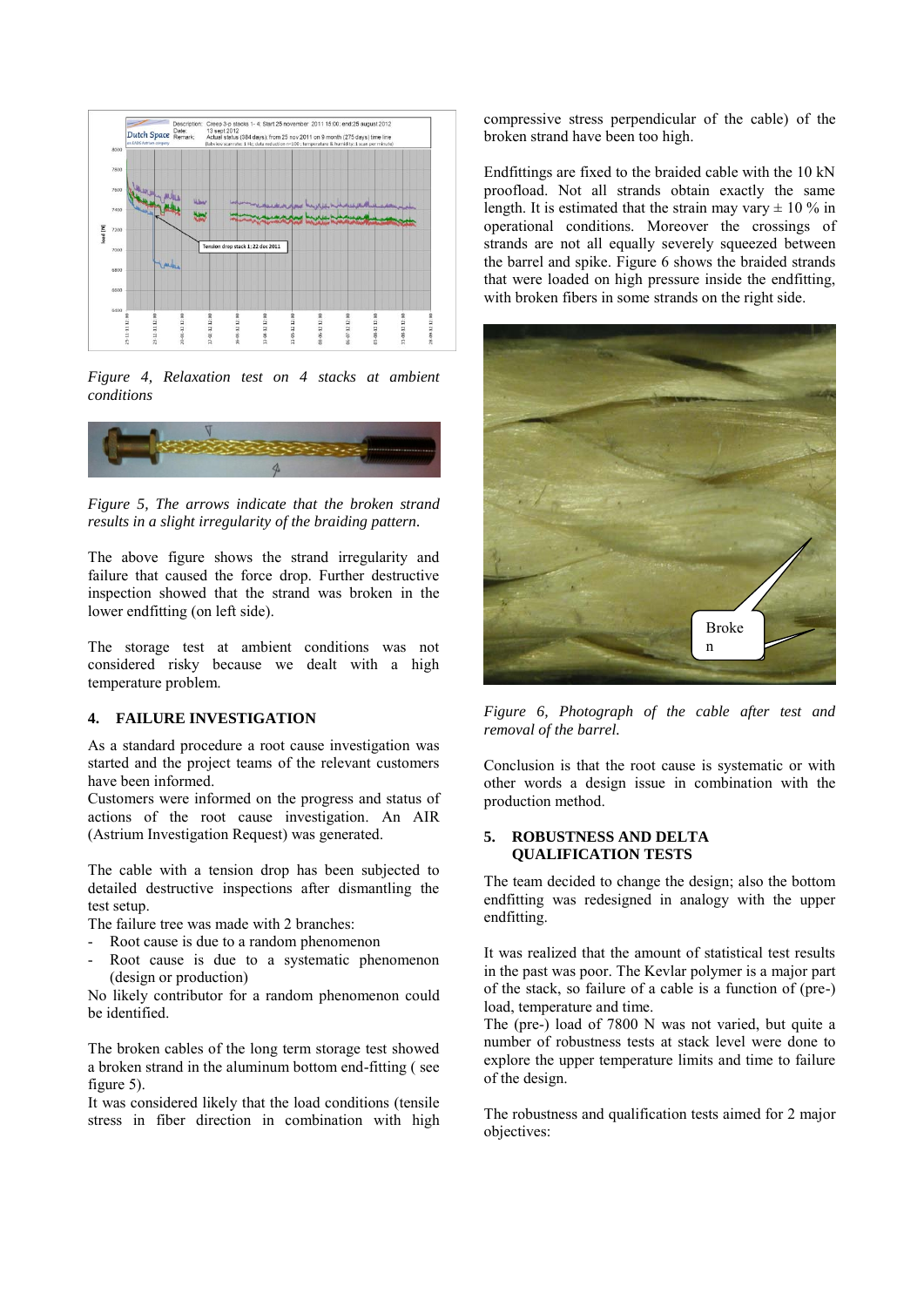*Figure 4, Relaxation test on 4 stacks at ambient conditions*

*Figure 5, The arrows indicate that the broken strand results in a slight irregularity of the braiding pattern.*

The above figure shows the strand irregularity and failure that caused the force drop. Further destructive inspection showed that the strand was broken in the lower endfitting (on left side).

The storage test at ambient conditions was not considered risky because we dealt with a high temperature problem.

## 4. FAILURE INVESTIGATION

As a standard procedure a root cause investigation was started and the project teams of the relevant customers have been informed.
Customers were informed on the progress and status of actions of the root cause investigation. An AIR (Astrium Investigation Request) was generated.

The cable with a tension drop has been subjected to detailed destructive inspections after dismantling the test setup.
The failure tree was made with 2 branches:

- Root cause is due to a random phenomenon
- Root cause is due to a systematic phenomenon (design or production)

No likely contributor for a random phenomenon could be identified.

The broken cables of the long term storage test showed a broken strand in the aluminum bottom end-fitting ( see figure 5).
It was considered likely that the load conditions (tensile stress in fiber direction in combination with high compressive stress perpendicular of the cable) of the broken strand have been too high.

Endfittings are fixed to the braided cable with the 10 kN proofload. Not all strands obtain exactly the same length. It is estimated that the strain may vary ± 10 % in operational conditions. Moreover the crossings of strands are not all equally severely squeezed between the barrel and spike. Figure 6 shows the braided strands that were loaded on high pressure inside the endfitting, with broken fibers in some strands on the right side.

*Figure 6, Photograph of the cable after test and removal of the barrel.*

Conclusion is that the root cause is systematic or with other words a design issue in combination with the production method.

## 5. ROBUSTNESS AND DELTA QUALIFICATION TESTS

The team decided to change the design; also the bottom endfitting was redesigned in analogy with the upper endfitting.

It was realized that the amount of statistical test results in the past was poor. The Kevlar polymer is a major part of the stack, so failure of a cable is a function of (pre-) load, temperature and time.
The (pre-) load of 7800 N was not varied, but quite a number of robustness tests at stack level were done to explore the upper temperature limits and time to failure of the design.

The robustness and qualification tests aimed for 2 major objectives: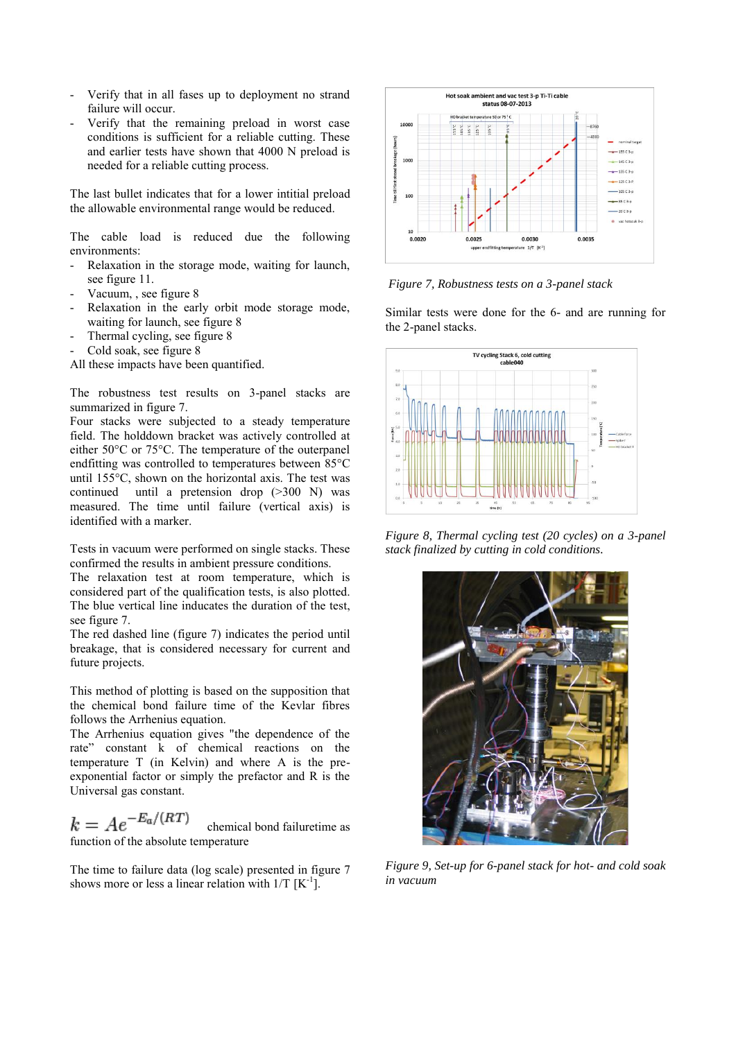- Verify that in all fases up to deployment no strand failure will occur.
- Verify that the remaining preload in worst case conditions is sufficient for a reliable cutting. These and earlier tests have shown that 4000 N preload is needed for a reliable cutting process.

The last bullet indicates that for a lower intitial preload the allowable environmental range would be reduced.

The cable load is reduced due the following environments:

- Relaxation in the storage mode, waiting for launch, see figure 11.
- Vacuum, , see figure 8
- Relaxation in the early orbit mode storage mode, waiting for launch, see figure 8
- Thermal cycling, see figure 8
- Cold soak, see figure 8

All these impacts have been quantified.

The robustness test results on 3-panel stacks are summarized in figure 7.

Four stacks were subjected to a steady temperature field. The holddown bracket was actively controlled at either 50°C or 75°C. The temperature of the outerpanel endfitting was controlled to temperatures between 85°C until 155°C, shown on the horizontal axis. The test was continued until a pretension drop (>300 N) was measured. The time until failure (vertical axis) is identified with a marker.

Tests in vacuum were performed on single stacks. These confirmed the results in ambient pressure conditions.

The relaxation test at room temperature, which is considered part of the qualification tests, is also plotted. The blue vertical line indicates the duration of the test, see figure 7.

The red dashed line (figure 7) indicates the period until breakage, that is considered necessary for current and future projects.

This method of plotting is based on the supposition that the chemical bond failure time of the Kevlar fibres follows the Arrhenius equation.

The Arrhenius equation gives "the dependence of the rate" constant k of chemical reactions on the temperature T (in Kelvin) and where A is the pre-exponential factor or simply the prefactor and R is the Universal gas constant.

$k = Ae^{-E_a/(RT)}$ chemical bond failuretime as function of the absolute temperature

The time to failure data (log scale) presented in figure 7 shows more or less a linear relation with 1/T [$K^{-1}$].

*Figure 7, Robustness tests on a 3-panel stack*

Similar tests were done for the 6- and are running for the 2-panel stacks.

*Figure 8, Thermal cycling test (20 cycles) on a 3-panel stack finalized by cutting in cold conditions.*

*Figure 9, Set-up for 6-panel stack for hot- and cold soak in vacuum*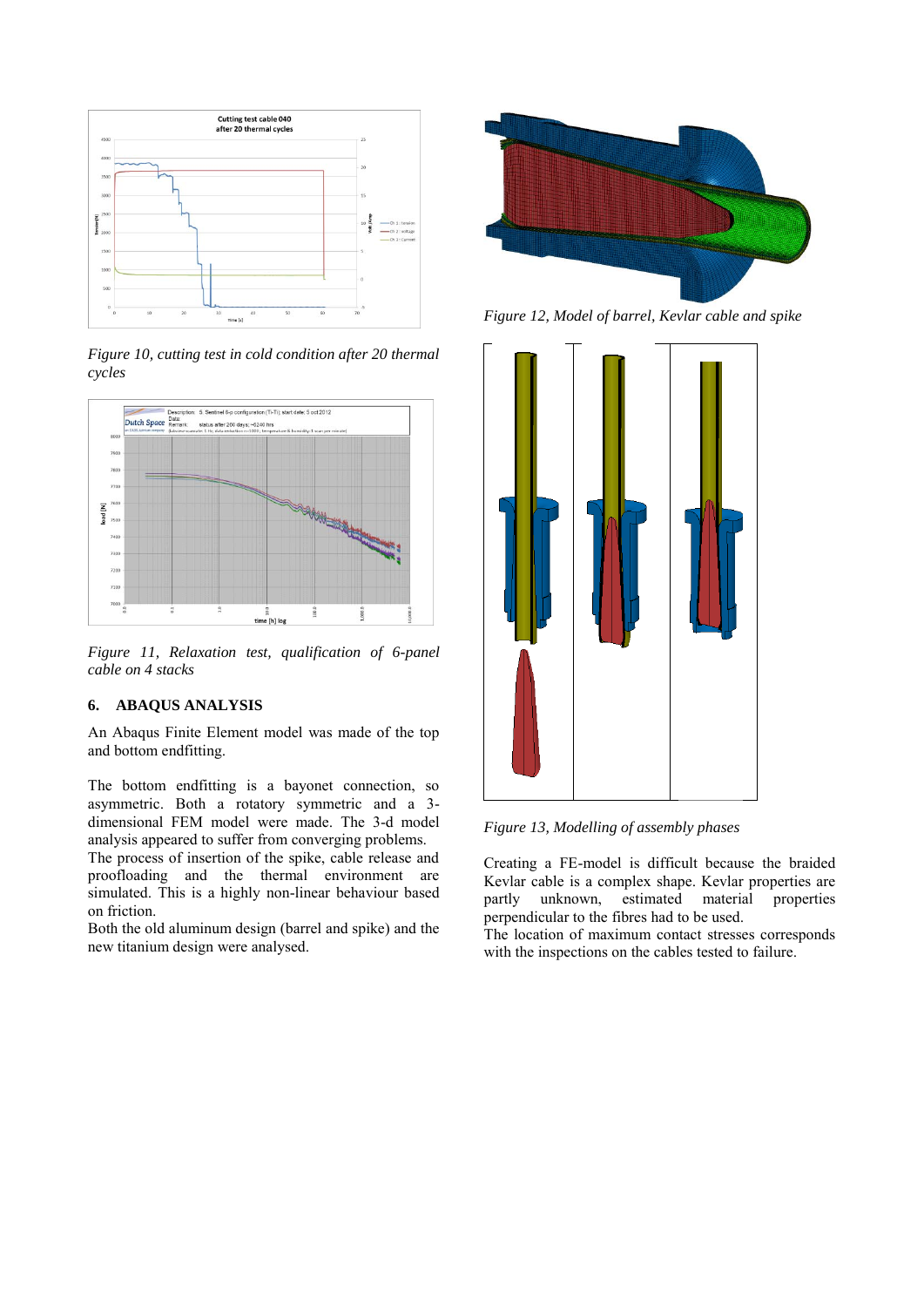*Figure 10, cutting test in cold condition after 20 thermal cycles*

*Figure 11, Relaxation test, qualification of 6-panel cable on 4 stacks*

## 6. ABAQUS ANALYSIS

An Abaqus Finite Element model was made of the top and bottom endfitting.

The bottom endfitting is a bayonet connection, so asymmetric. Both a rotatory symmetric and a 3-dimensional FEM model were made. The 3-d model analysis appeared to suffer from converging problems.
The process of insertion of the spike, cable release and proofloading and the thermal environment are simulated. This is a highly non-linear behaviour based on friction.
Both the old aluminum design (barrel and spike) and the new titanium design were analysed.

*Figure 12, Model of barrel, Kevlar cable and spike*

*Figure 13, Modelling of assembly phases*

Creating a FE-model is difficult because the braided Kevlar cable is a complex shape. Kevlar properties are partly unknown, estimated material properties perpendicular to the fibres had to be used.
The location of maximum contact stresses corresponds with the inspections on the cables tested to failure.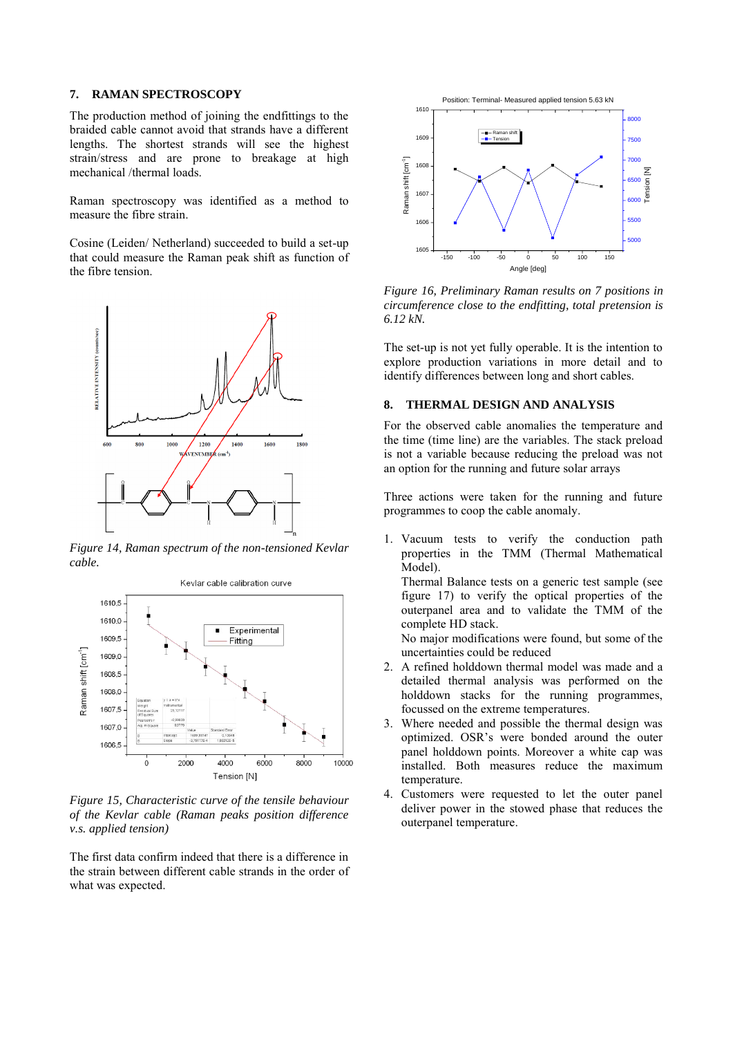## 7. RAMAN SPECTROSCOPY

The production method of joining the endfittings to the braided cable cannot avoid that strands have a different lengths. The shortest strands will see the highest strain/stress and are prone to breakage at high mechanical /thermal loads.

Raman spectroscopy was identified as a method to measure the fibre strain.

Cosine (Leiden/ Netherland) succeeded to build a set-up that could measure the Raman peak shift as function of the fibre tension.

*Figure 14, Raman spectrum of the non-tensioned Kevlar cable.*

*Figure 15, Characteristic curve of the tensile behaviour of the Kevlar cable (Raman peaks position difference v.s. applied tension)*

The first data confirm indeed that there is a difference in the strain between different cable strands in the order of what was expected.

*Figure 16, Preliminary Raman results on 7 positions in circumference close to the endfitting, total pretension is 6.12 kN.*

The set-up is not yet fully operable. It is the intention to explore production variations in more detail and to identify differences between long and short cables.

## 8. THERMAL DESIGN AND ANALYSIS

For the observed cable anomalies the temperature and the time (time line) are the variables. The stack preload is not a variable because reducing the preload was not an option for the running and future solar arrays

Three actions were taken for the running and future programmes to coop the cable anomaly.

1. Vacuum tests to verify the conduction path properties in the TMM (Thermal Mathematical Model).
   Thermal Balance tests on a generic test sample (see figure 17) to verify the optical properties of the outerpanel area and to validate the TMM of the complete HD stack.
   No major modifications were found, but some of the uncertainties could be reduced
2. A refined holddown thermal model was made and a detailed thermal analysis was performed on the holddown stacks for the running programmes, focussed on the extreme temperatures.
3. Where needed and possible the thermal design was optimized. OSR's were bonded around the outer panel holddown points. Moreover a white cap was installed. Both measures reduce the maximum temperature.
4. Customers were requested to let the outer panel deliver power in the stowed phase that reduces the outerpanel temperature.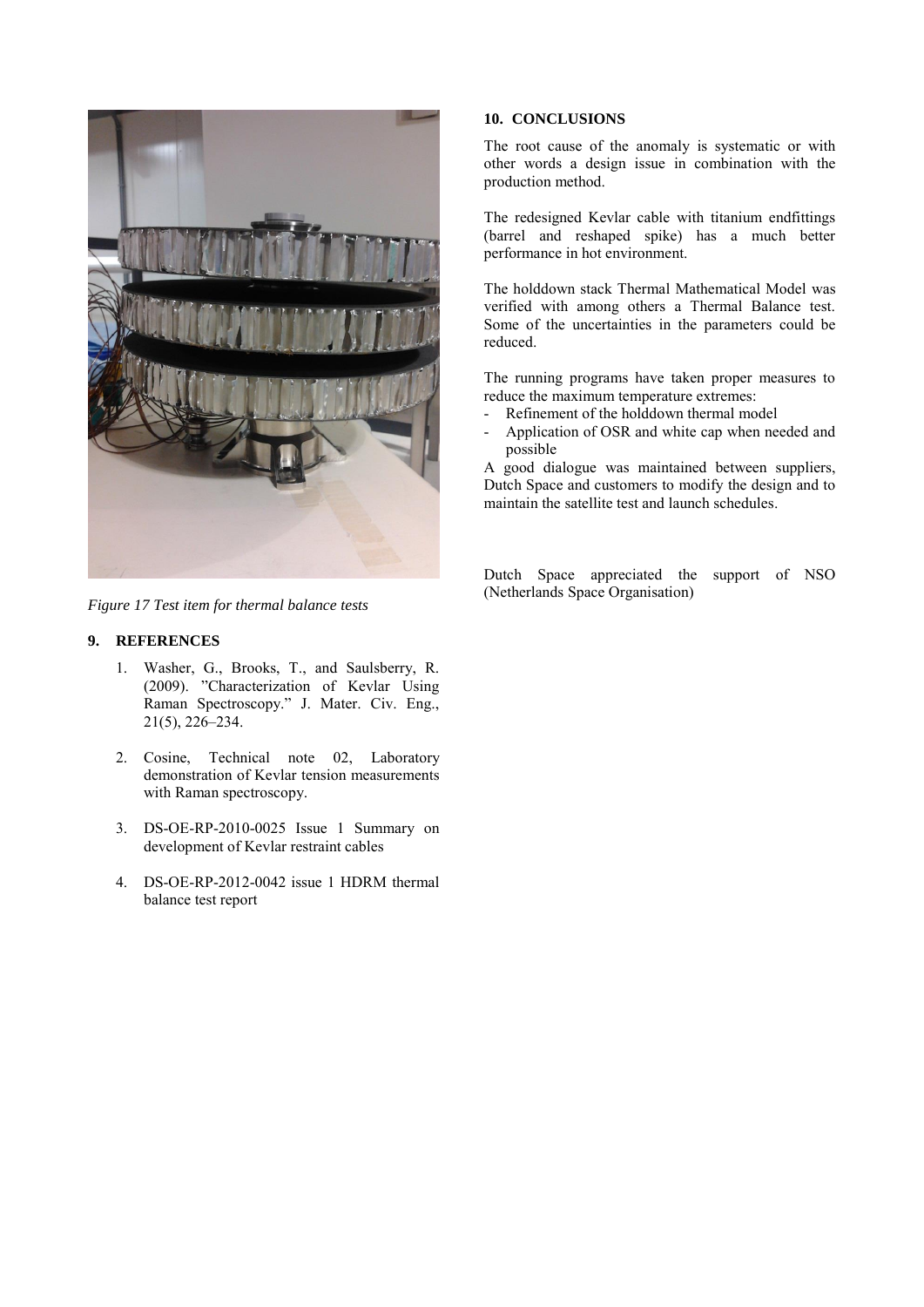*Figure 17 Test item for thermal balance tests*

## 9. REFERENCES

1. Washer, G., Brooks, T., and Saulsberry, R. (2009). "Characterization of Kevlar Using Raman Spectroscopy." J. Mater. Civ. Eng., 21(5), 226–234.

2. Cosine, Technical note 02, Laboratory demonstration of Kevlar tension measurements with Raman spectroscopy.

3. DS-OE-RP-2010-0025 Issue 1 Summary on development of Kevlar restraint cables

4. DS-OE-RP-2012-0042 issue 1 HDRM thermal balance test report

## 10. CONCLUSIONS

The root cause of the anomaly is systematic or with other words a design issue in combination with the production method.

The redesigned Kevlar cable with titanium endfittings (barrel and reshaped spike) has a much better performance in hot environment.

The holddown stack Thermal Mathematical Model was verified with among others a Thermal Balance test. Some of the uncertainties in the parameters could be reduced.

The running programs have taken proper measures to reduce the maximum temperature extremes:

- Refinement of the holddown thermal model
- Application of OSR and white cap when needed and possible

A good dialogue was maintained between suppliers, Dutch Space and customers to modify the design and to maintain the satellite test and launch schedules.

Dutch Space appreciated the support of NSO (Netherlands Space Organisation)